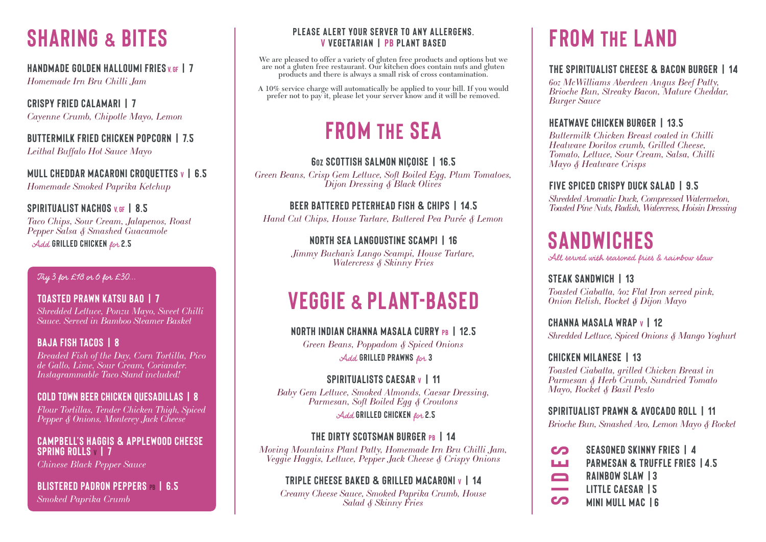# SHARING & BITES

### HANDMADE GOLDEN HALLOUMI FRIES V, GF | 7
*Homemade Irn Bru Chilli Jam*

### CRISPY FRIED CALAMARI | 7
*Cayenne Crumb, Chipotle Mayo, Lemon*

### BUTTERMILK FRIED CHICKEN POPCORN | 7.5
*Leithal Buffalo Hot Sauce Mayo*

### MULL CHEDDAR MACARONI CROQUETTES V | 6.5
*Homemade Smoked Paprika Ketchup*

### SPIRITUALIST NACHOS V, GF | 8.5
*Taco Chips, Sour Cream, Jalapenos, Roast Pepper Salsa & Smashed Guacamole*
*Add* GRILLED CHICKEN *for* 2.5

*Try 3 for £18 or 6 for £30...*

### TOASTED PRAWN KATSU BAO | 7
*Shredded Lettuce, Ponzu Mayo, Sweet Chilli Sauce. Served in Bamboo Steamer Basket*

### BAJA FISH TACOS | 8
*Breaded Fish of the Day, Corn Tortilla, Pico de Gallo, Lime, Sour Cream, Coriander. Instagrammable Taco Stand included!*

### COLD TOWN BEER CHICKEN QUESADILLAS | 8
*Flour Tortillas, Tender Chicken Thigh, Spiced Pepper & Onions, Monterey Jack Cheese*

### CAMPBELL'S HAGGIS & APPLEWOOD CHEESE SPRING ROLLS V | 7
*Chinese Black Pepper Sauce*

### BLISTERED PADRON PEPPERS PB | 6.5
*Smoked Paprika Crumb*

**PLEASE ALERT YOUR SERVER TO ANY ALLERGENS.**
**V VEGETARIAN | PB PLANT BASED**

We are pleased to offer a variety of gluten free products and options but we are not a gluten free restaurant. Our kitchen does contain nuts and gluten products and there is always a small risk of cross contamination.

A 10% service charge will automatically be applied to your bill. If you would prefer not to pay it, please let your server know and it will be removed.

# FROM THE SEA

### 6OZ SCOTTISH SALMON NIÇOISE | 16.5
*Green Beans, Crisp Gem Lettuce, Soft Boiled Egg, Plum Tomatoes, Dijon Dressing & Black Olives*

### BEER BATTERED PETERHEAD FISH & CHIPS | 14.5
*Hand Cut Chips, House Tartare, Buttered Pea Purée & Lemon*

### NORTH SEA LANGOUSTINE SCAMPI | 16
*Jimmy Buchan's Lango Scampi, House Tartare, Watercress & Skinny Fries*

# VEGGIE & PLANT-BASED

### NORTH INDIAN CHANNA MASALA CURRY PB | 12.5
*Green Beans, Poppadom & Spiced Onions*
*Add* GRILLED PRAWNS *for* 3

### SPIRITUALISTS CAESAR V | 11
*Baby Gem Lettuce, Smoked Almonds, Caesar Dressing, Parmesan, Soft Boiled Egg & Croutons*
*Add* GRILLED CHICKEN *for* 2.5

### THE DIRTY SCOTSMAN BURGER PB | 14
*Moving Mountains Plant Patty, Homemade Irn Bru Chilli Jam, Veggie Haggis, Lettuce, Pepper Jack Cheese & Crispy Onions*

### TRIPLE CHEESE BAKED & GRILLED MACARONI V | 14
*Creamy Cheese Sauce, Smoked Paprika Crumb, House Salad & Skinny Fries*

# FROM THE LAND

### THE SPIRITUALIST CHEESE & BACON BURGER | 14
*6oz McWilliams Aberdeen Angus Beef Patty, Brioche Bun, Streaky Bacon, Mature Cheddar, Burger Sauce*

### HEATWAVE CHICKEN BURGER | 13.5
*Buttermilk Chicken Breast coated in Chilli Heatwave Doritos crumb, Grilled Cheese, Tomato, Lettuce, Sour Cream, Salsa, Chilli Mayo & Heatwave Crisps*

### FIVE SPICED CRISPY DUCK SALAD | 9.5
*Shredded Aromatic Duck, Compressed Watermelon, Toasted Pine Nuts, Radish, Watercress, Hoisin Dressing*

# SANDWICHES
*All served with seasoned fries & rainbow slaw*

### STEAK SANDWICH | 13
*Toasted Ciabatta, 4oz Flat Iron served pink, Onion Relish, Rocket & Dijon Mayo*

### CHANNA MASALA WRAP V | 12
*Shredded Lettuce, Spiced Onions & Mango Yoghurt*

### CHICKEN MILANESE | 13
*Toasted Ciabatta, grilled Chicken Breast in Parmesan & Herb Crumb, Sundried Tomato Mayo, Rocket & Basil Pesto*

### SPIRITUALIST PRAWN & AVOCADO ROLL | 11
*Brioche Bun, Smashed Avo, Lemon Mayo & Rocket*

# SIDES

- SEASONED SKINNY FRIES | 4
- PARMESAN & TRUFFLE FRIES | 4.5
- RAINBOW SLAW | 3
- LITTLE CAESAR | 5
- MINI MULL MAC | 6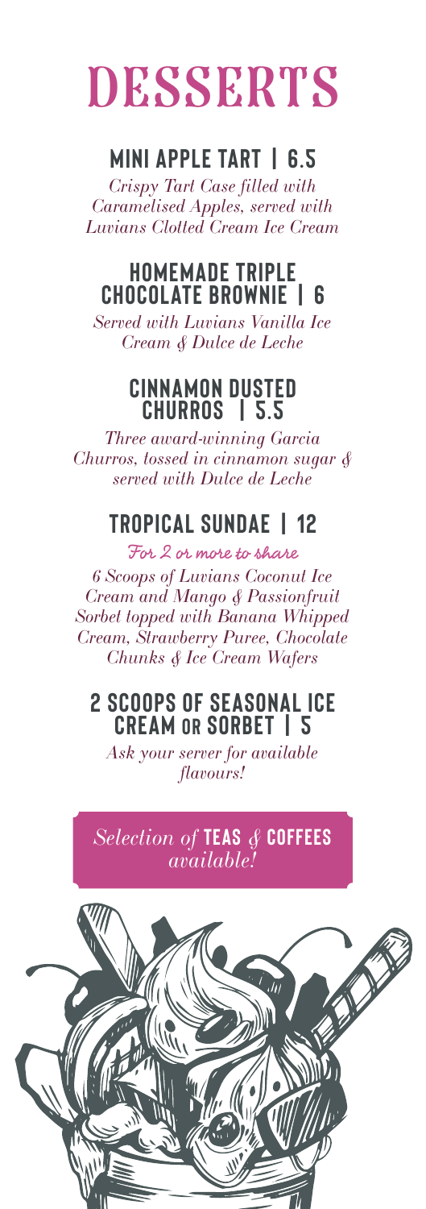# DESSERTS

## MINI APPLE TART | 6.5

*Crispy Tart Case filled with Caramelised Apples, served with Luvians Clotted Cream Ice Cream*

## HOMEMADE TRIPLE CHOCOLATE BROWNIE | 6

*Served with Luvians Vanilla Ice Cream & Dulce de Leche*

## CINNAMON DUSTED CHURROS | 5.5

*Three award-winning Garcia Churros, tossed in cinnamon sugar & served with Dulce de Leche*

## TROPICAL SUNDAE | 12

For 2 or more to share

*6 Scoops of Luvians Coconut Ice Cream and Mango & Passionfruit Sorbet topped with Banana Whipped Cream, Strawberry Puree, Chocolate Chunks & Ice Cream Wafers*

## 2 SCOOPS OF SEASONAL ICE CREAM OR SORBET | 5

*Ask your server for available flavours!*

*Selection of* **TEAS** *&* **COFFEES** *available!*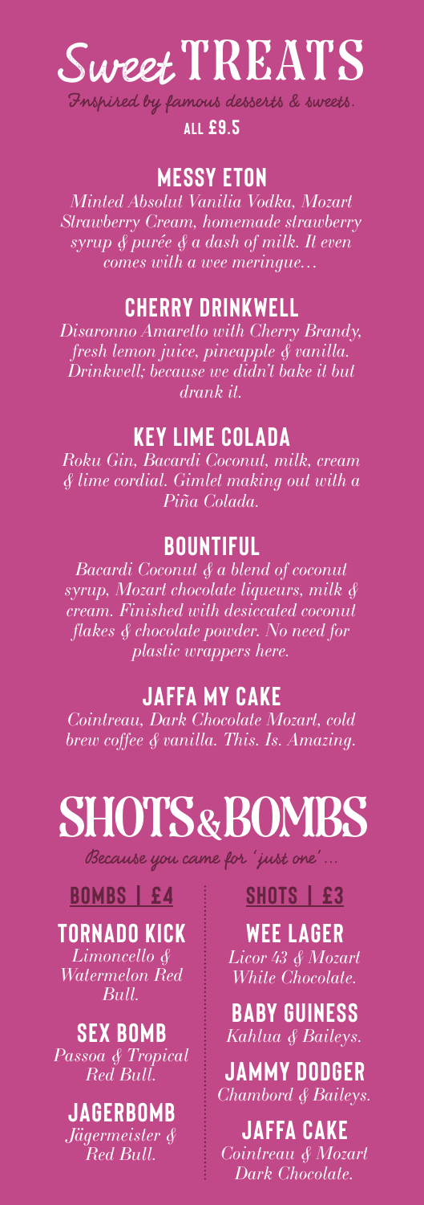# Sweet TREATS

*Inspired by famous desserts & sweets.*

**ALL £9.5**

## MESSY ETON

*Minted Absolut Vanilia Vodka, Mozart Strawberry Cream, homemade strawberry syrup & purée & a dash of milk. It even comes with a wee meringue…*

## CHERRY DRINKWELL

*Disaronno Amaretto with Cherry Brandy, fresh lemon juice, pineapple & vanilla. Drinkwell; because we didn't bake it but drank it.*

## KEY LIME COLADA

*Roku Gin, Bacardi Coconut, milk, cream & lime cordial. Gimlet making out with a Piña Colada.*

## BOUNTIFUL

*Bacardi Coconut & a blend of coconut syrup, Mozart chocolate liqueurs, milk & cream. Finished with desiccated coconut flakes & chocolate powder. No need for plastic wrappers here.*

## JAFFA MY CAKE

*Cointreau, Dark Chocolate Mozart, cold brew coffee & vanilla. This. Is. Amazing.*

# SHOTS & BOMBS

*Because you came for 'just one'…*

## BOMBS | £4

### TORNADO KICK

*Limoncello & Watermelon Red Bull.*

### SEX BOMB

*Passoa & Tropical Red Bull.*

### JAGERBOMB

*Jägermeister & Red Bull.*

## SHOTS | £3

### WEE LAGER

*Licor 43 & Mozart White Chocolate.*

### BABY GUINESS

*Kahlua & Baileys.*

### JAMMY DODGER

*Chambord & Baileys.*

### JAFFA CAKE

*Cointreau & Mozart Dark Chocolate.*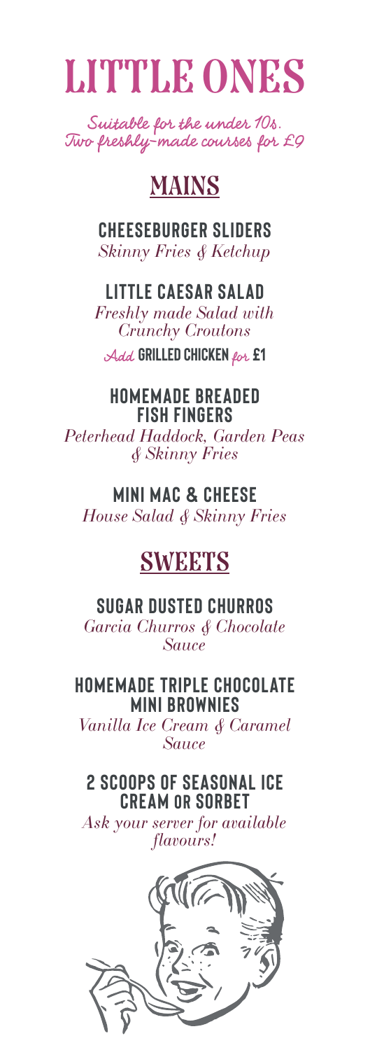# LITTLE ONES

*Suitable for the under 10s.*
*Two freshly-made courses for £9*

## MAINS

### CHEESEBURGER SLIDERS
*Skinny Fries & Ketchup*

### LITTLE CAESAR SALAD
*Freshly made Salad with Crunchy Croutons*

*Add* **GRILLED CHICKEN** *for* **£1**

### HOMEMADE BREADED FISH FINGERS
*Peterhead Haddock, Garden Peas & Skinny Fries*

### MINI MAC & CHEESE
*House Salad & Skinny Fries*

## SWEETS

### SUGAR DUSTED CHURROS
*Garcia Churros & Chocolate Sauce*

### HOMEMADE TRIPLE CHOCOLATE MINI BROWNIES
*Vanilla Ice Cream & Caramel Sauce*

### 2 SCOOPS OF SEASONAL ICE CREAM OR SORBET
*Ask your server for available flavours!*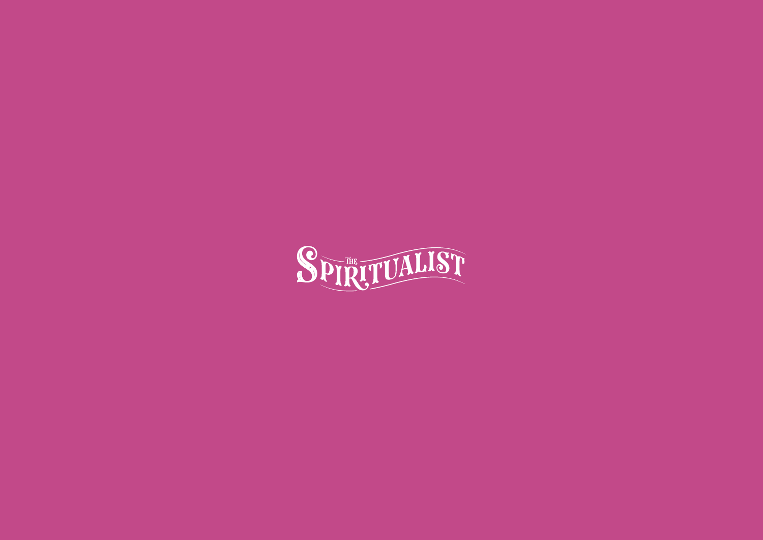THE SPIRITUALIST